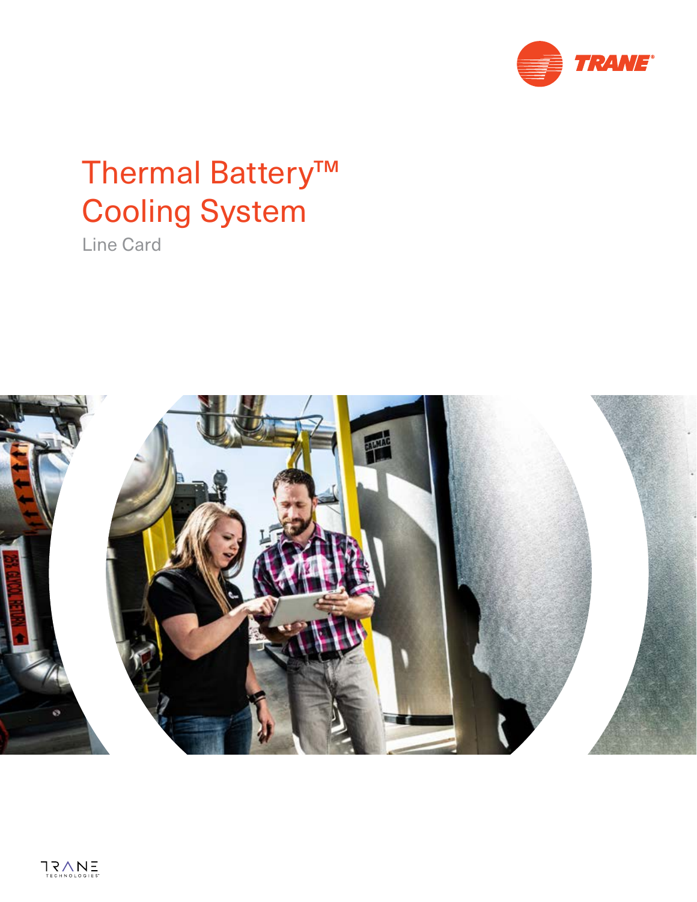# Thermal Battery™ Cooling System

Line Card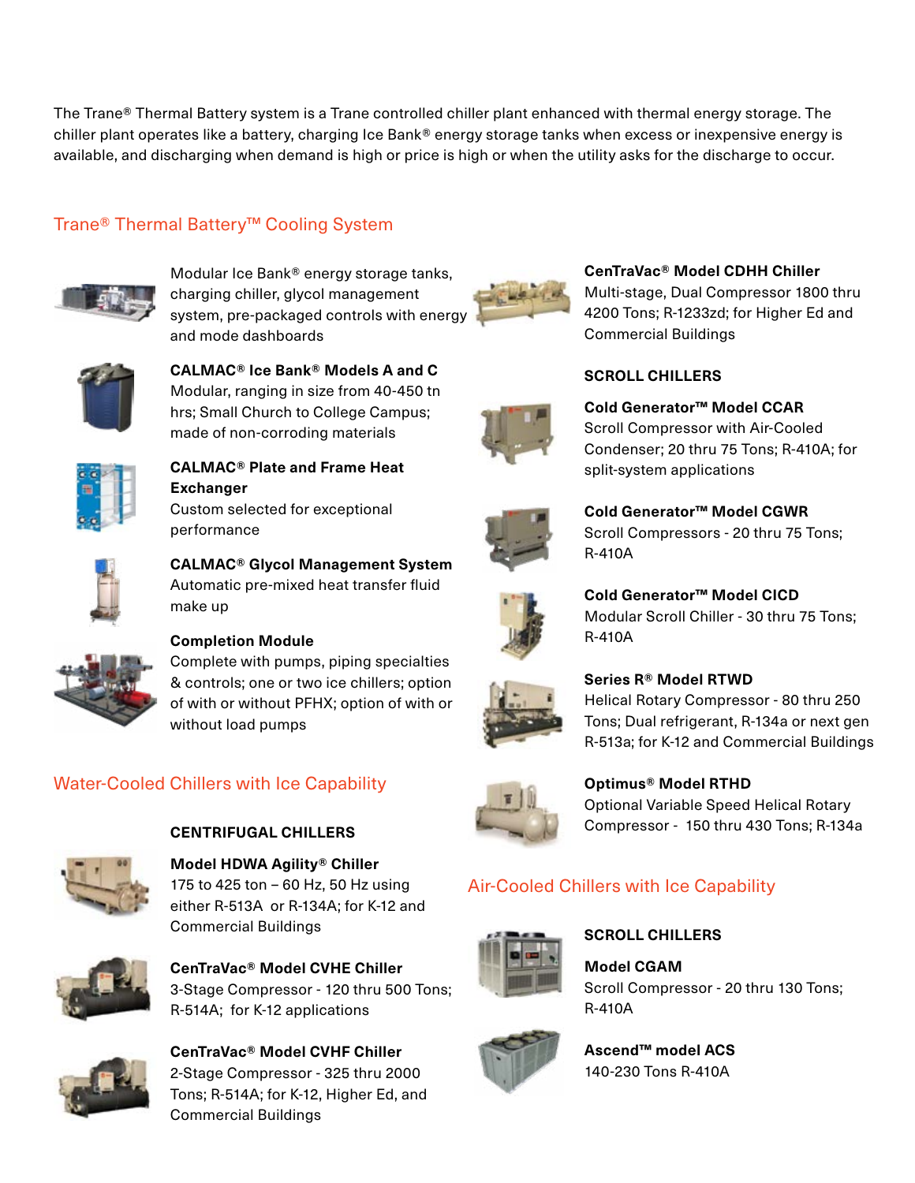The Trane® Thermal Battery system is a Trane controlled chiller plant enhanced with thermal energy storage. The chiller plant operates like a battery, charging Ice Bank® energy storage tanks when excess or inexpensive energy is available, and discharging when demand is high or price is high or when the utility asks for the discharge to occur.

## Trane® Thermal Battery™ Cooling System

Modular Ice Bank® energy storage tanks, charging chiller, glycol management system, pre-packaged controls with energy and mode dashboards

**CALMAC® Ice Bank® Models A and C**
Modular, ranging in size from 40-450 tn hrs; Small Church to College Campus; made of non-corroding materials

**CALMAC® Plate and Frame Heat Exchanger**
Custom selected for exceptional performance

**CALMAC® Glycol Management System**
Automatic pre-mixed heat transfer fluid make up

**Completion Module**
Complete with pumps, piping specialties & controls; one or two ice chillers; option of with or without PFHX; option of with or without load pumps

## Water-Cooled Chillers with Ice Capability

### CENTRIFUGAL CHILLERS

**Model HDWA Agility® Chiller**
175 to 425 ton – 60 Hz, 50 Hz using either R-513A or R-134A; for K-12 and Commercial Buildings

**CenTraVac® Model CVHE Chiller**
3-Stage Compressor - 120 thru 500 Tons; R-514A; for K-12 applications

**CenTraVac® Model CVHF Chiller**
2-Stage Compressor - 325 thru 2000 Tons; R-514A; for K-12, Higher Ed, and Commercial Buildings

**CenTraVac® Model CDHH Chiller**
Multi-stage, Dual Compressor 1800 thru 4200 Tons; R-1233zd; for Higher Ed and Commercial Buildings

### SCROLL CHILLERS

**Cold Generator™ Model CCAR**
Scroll Compressor with Air-Cooled Condenser; 20 thru 75 Tons; R-410A; for split-system applications

**Cold Generator™ Model CGWR**
Scroll Compressors - 20 thru 75 Tons; R-410A

**Cold Generator™ Model CICD**
Modular Scroll Chiller - 30 thru 75 Tons; R-410A

**Series R® Model RTWD**
Helical Rotary Compressor - 80 thru 250 Tons; Dual refrigerant, R-134a or next gen R-513a; for K-12 and Commercial Buildings

**Optimus® Model RTHD**
Optional Variable Speed Helical Rotary Compressor - 150 thru 430 Tons; R-134a

## Air-Cooled Chillers with Ice Capability

### SCROLL CHILLERS

**Model CGAM**
Scroll Compressor - 20 thru 130 Tons; R-410A

**Ascend™ model ACS**
140-230 Tons R-410A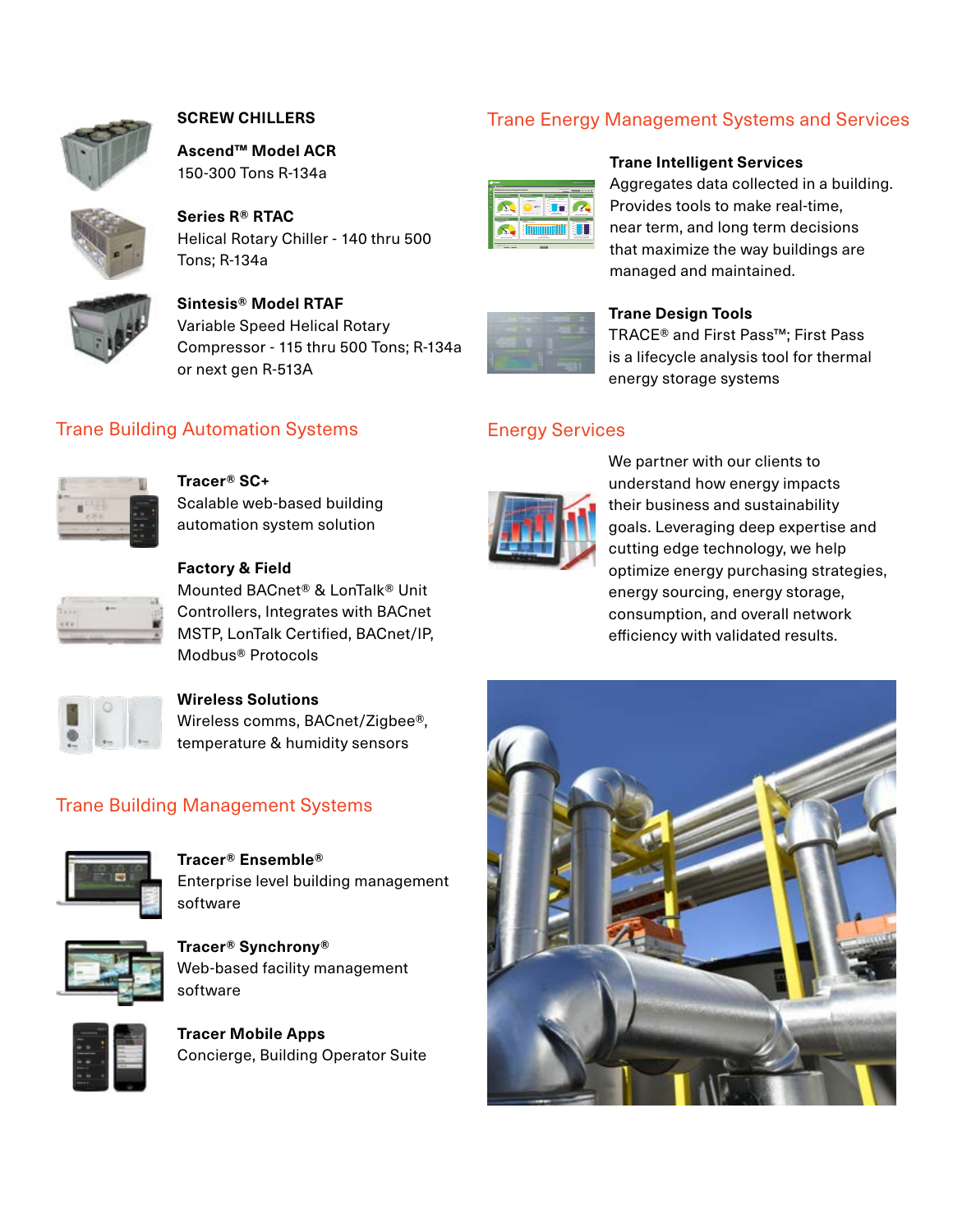## SCREW CHILLERS

**Ascend™ Model ACR**
150-300 Tons R-134a

**Series R® RTAC**
Helical Rotary Chiller - 140 thru 500 Tons; R-134a

**Sintesis® Model RTAF**
Variable Speed Helical Rotary Compressor - 115 thru 500 Tons; R-134a or next gen R-513A

## Trane Building Automation Systems

**Tracer® SC+**
Scalable web-based building automation system solution

**Factory & Field**
Mounted BACnet® & LonTalk® Unit Controllers, Integrates with BACnet MSTP, LonTalk Certified, BACnet/IP, Modbus® Protocols

**Wireless Solutions**
Wireless comms, BACnet/Zigbee®, temperature & humidity sensors

## Trane Building Management Systems

**Tracer® Ensemble®**
Enterprise level building management software

**Tracer® Synchrony®**
Web-based facility management software

**Tracer Mobile Apps**
Concierge, Building Operator Suite

## Trane Energy Management Systems and Services

**Trane Intelligent Services**
Aggregates data collected in a building. Provides tools to make real-time, near term, and long term decisions that maximize the way buildings are managed and maintained.

**Trane Design Tools**
TRACE® and First Pass™; First Pass is a lifecycle analysis tool for thermal energy storage systems

## Energy Services

We partner with our clients to understand how energy impacts their business and sustainability goals. Leveraging deep expertise and cutting edge technology, we help optimize energy purchasing strategies, energy sourcing, energy storage, consumption, and overall network efficiency with validated results.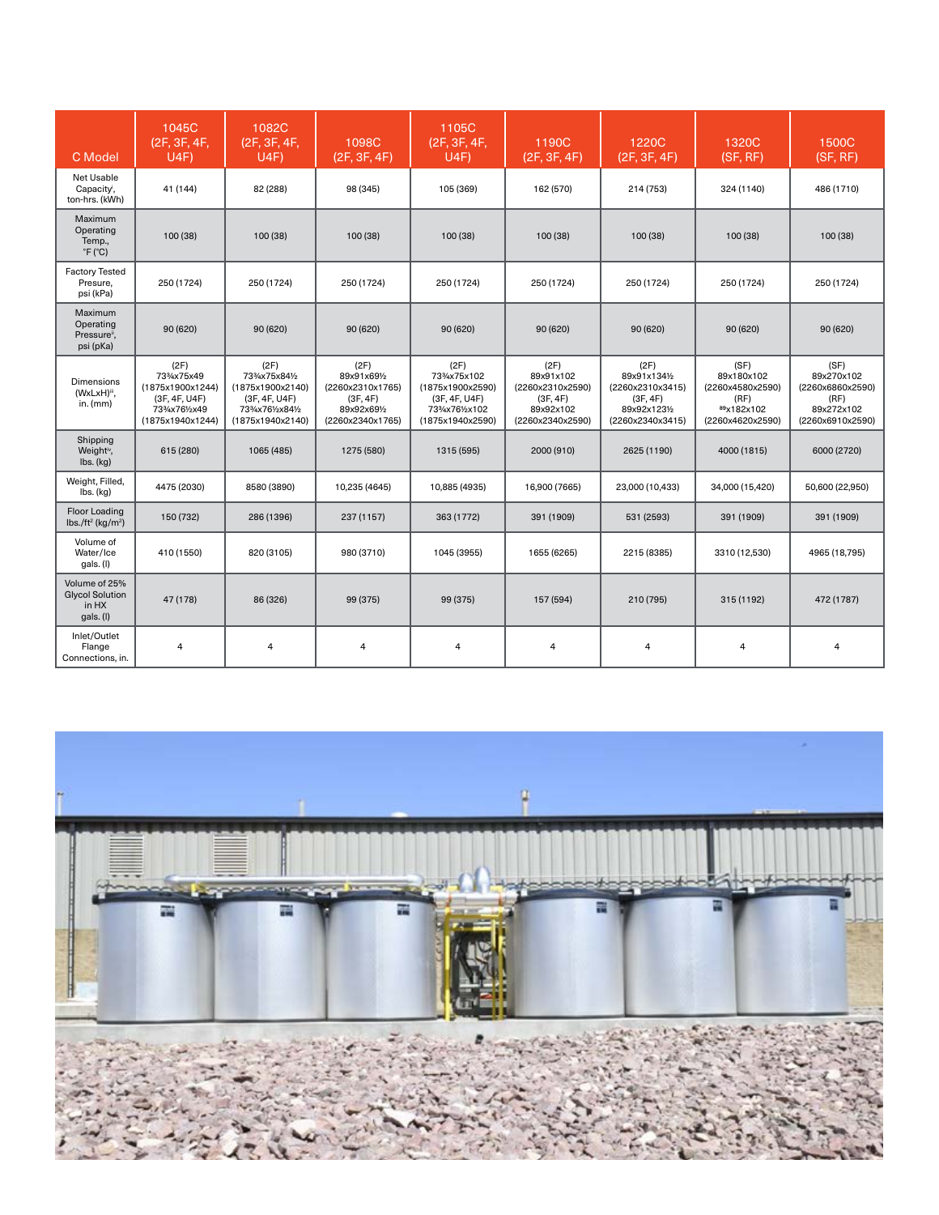| C Model | 1045C (2F, 3F, 4F, U4F) | 1082C (2F, 3F, 4F, U4F) | 1098C (2F, 3F, 4F) | 1105C (2F, 3F, 4F, U4F) | 1190C (2F, 3F, 4F) | 1220C (2F, 3F, 4F) | 1320C (SF, RF) | 1500C (SF, RF) |
|---|---|---|---|---|---|---|---|---|
| Net Usable Capacity[i], ton-hrs. (kWh) | 41 (144) | 82 (288) | 98 (345) | 105 (369) | 162 (570) | 214 (753) | 324 (1140) | 486 (1710) |
| Maximum Operating Temp., °F (°C) | 100 (38) | 100 (38) | 100 (38) | 100 (38) | 100 (38) | 100 (38) | 100 (38) | 100 (38) |
| Factory Tested Presure, psi (kPa) | 250 (1724) | 250 (1724) | 250 (1724) | 250 (1724) | 250 (1724) | 250 (1724) | 250 (1724) | 250 (1724) |
| Maximum Operating Pressure[ii], psi (pKa) | 90 (620) | 90 (620) | 90 (620) | 90 (620) | 90 (620) | 90 (620) | 90 (620) | 90 (620) |
| Dimensions (WxLxH)[iii], in. (mm) | (2F) 73¾x75x49 (1875x1900x1244) (3F, 4F, U4F) 73¾x76½x49 (1875x1940x1244) | (2F) 73¾x75x84½ (1875x1900x2140) (3F, 4F, U4F) 73¾x76½x84½ (1875x1940x2140) | (2F) 89x91x69½ (2260x2310x1765) (3F, 4F) 89x92x69½ (2260x2340x1765) | (2F) 73¾x75x102 (1875x1900x2590) (3F, 4F, U4F) 73¾x76½x102 (1875x1940x2590) | (2F) 89x91x102 (2260x2310x2590) (3F, 4F) 89x92x102 (2260x2340x2590) | (2F) 89x91x134½ (2260x2310x3415) (3F, 4F) 89x92x123½ (2260x2340x3415) | (SF) 89x180x102 (2260x4580x2590) (RF) 89x182x102 (2260x4620x2590) | (SF) 89x270x102 (2260x6860x2590) (RF) 89x272x102 (2260x6910x2590) |
| Shipping Weight[iv], lbs. (kg) | 615 (280) | 1065 (485) | 1275 (580) | 1315 (595) | 2000 (910) | 2625 (1190) | 4000 (1815) | 6000 (2720) |
| Weight, Filled, lbs. (kg) | 4475 (2030) | 8580 (3890) | 10,235 (4645) | 10,885 (4935) | 16,900 (7665) | 23,000 (10,433) | 34,000 (15,420) | 50,600 (22,950) |
| Floor Loading lbs./ft² (kg/m²) | 150 (732) | 286 (1396) | 237 (1157) | 363 (1772) | 391 (1909) | 531 (2593) | 391 (1909) | 391 (1909) |
| Volume of Water/Ice gals. (l) | 410 (1550) | 820 (3105) | 980 (3710) | 1045 (3955) | 1655 (6265) | 2215 (8385) | 3310 (12,530) | 4965 (18,795) |
| Volume of 25% Glycol Solution in HX gals. (l) | 47 (178) | 86 (326) | 99 (375) | 99 (375) | 157 (594) | 210 (795) | 315 (1192) | 472 (1787) |
| Inlet/Outlet Flange Connections, in. | 4 | 4 | 4 | 4 | 4 | 4 | 4 | 4 |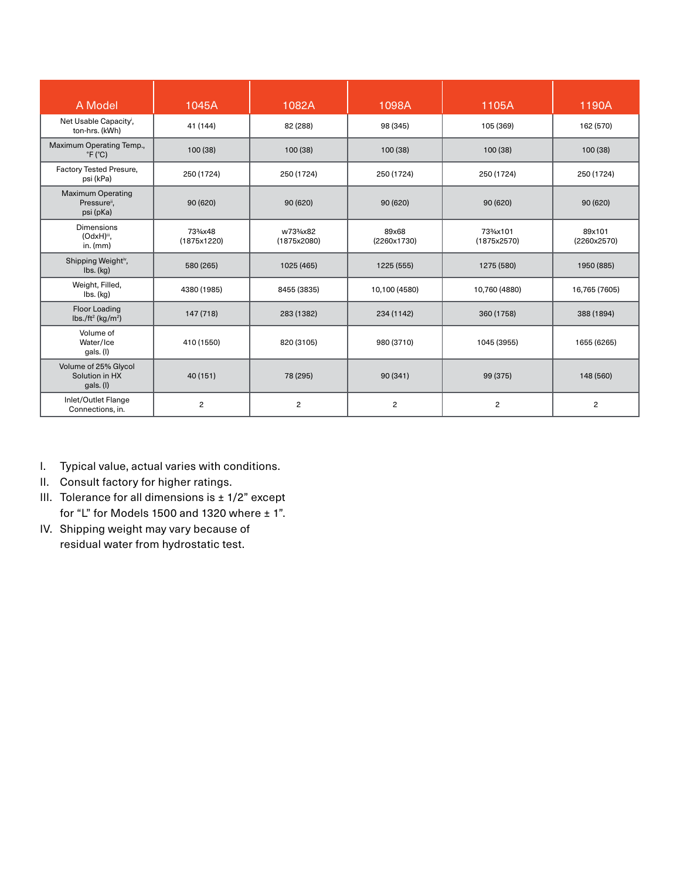| A Model | 1045A | 1082A | 1098A | 1105A | 1190A |
|---|---|---|---|---|---|
| Net Usable Capacity[i], ton-hrs. (kWh) | 41 (144) | 82 (288) | 98 (345) | 105 (369) | 162 (570) |
| Maximum Operating Temp., °F (°C) | 100 (38) | 100 (38) | 100 (38) | 100 (38) | 100 (38) |
| Factory Tested Presure, psi (kPa) | 250 (1724) | 250 (1724) | 250 (1724) | 250 (1724) | 250 (1724) |
| Maximum Operating Pressure[ii], psi (pKa) | 90 (620) | 90 (620) | 90 (620) | 90 (620) | 90 (620) |
| Dimensions (OdxH)[iii], in. (mm) | 73¾x48 (1875x1220) | w73¾x82 (1875x2080) | 89x68 (2260x1730) | 73¾x101 (1875x2570) | 89x101 (2260x2570) |
| Shipping Weight[iv], lbs. (kg) | 580 (265) | 1025 (465) | 1225 (555) | 1275 (580) | 1950 (885) |
| Weight, Filled, lbs. (kg) | 4380 (1985) | 8455 (3835) | 10,100 (4580) | 10,760 (4880) | 16,765 (7605) |
| Floor Loading lbs./ft² (kg/m²) | 147 (718) | 283 (1382) | 234 (1142) | 360 (1758) | 388 (1894) |
| Volume of Water/Ice gals. (l) | 410 (1550) | 820 (3105) | 980 (3710) | 1045 (3955) | 1655 (6265) |
| Volume of 25% Glycol Solution in HX gals. (l) | 40 (151) | 78 (295) | 90 (341) | 99 (375) | 148 (560) |
| Inlet/Outlet Flange Connections, in. | 2 | 2 | 2 | 2 | 2 |

I. Typical value, actual varies with conditions.
II. Consult factory for higher ratings.
III. Tolerance for all dimensions is ± 1/2" except for "L" for Models 1500 and 1320 where ± 1".
IV. Shipping weight may vary because of residual water from hydrostatic test.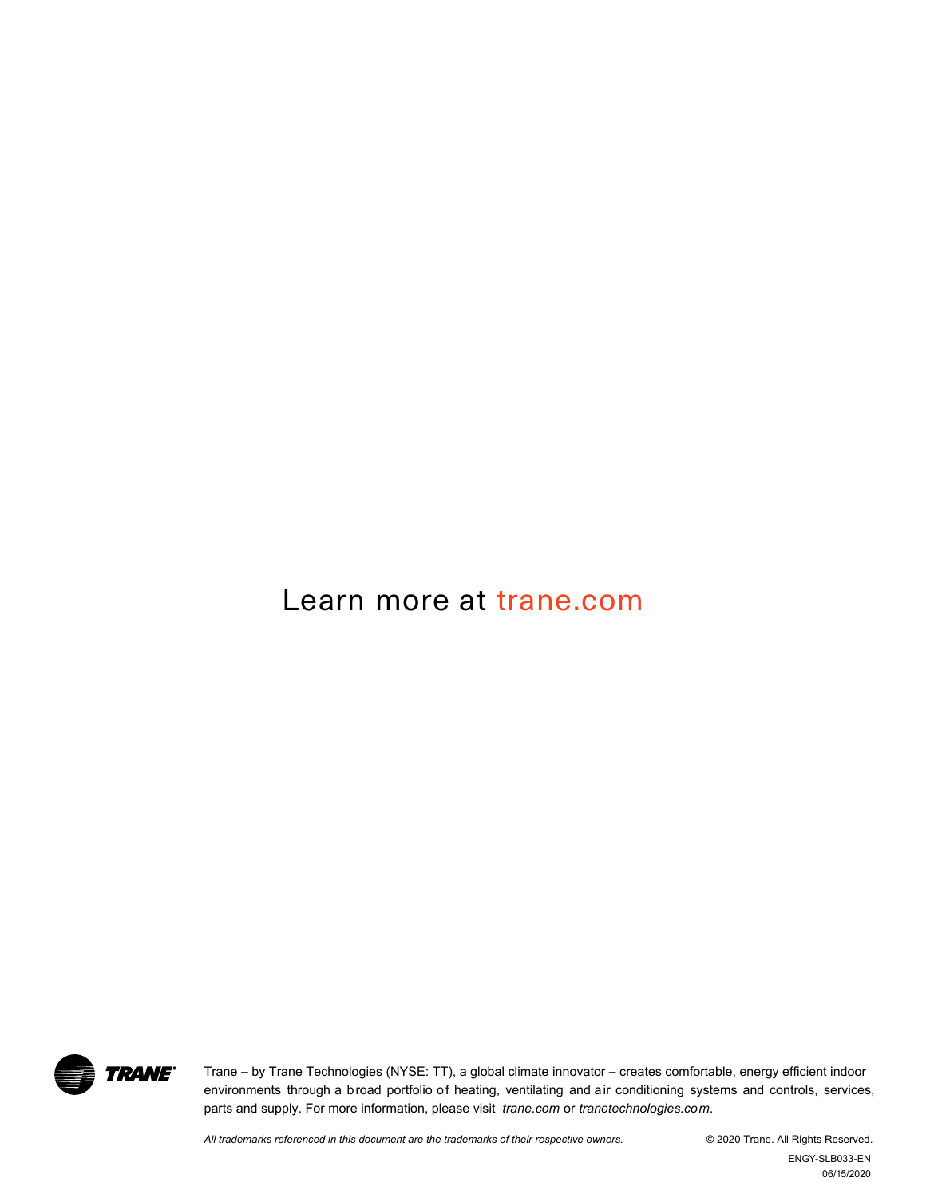Learn more at trane.com

Trane – by Trane Technologies (NYSE: TT), a global climate innovator – creates comfortable, energy efficient indoor environments through a broad portfolio of heating, ventilating and air conditioning systems and controls, services, parts and supply. For more information, please visit *trane.com* or *tranetechnologies.com*.

*All trademarks referenced in this document are the trademarks of their respective owners.*

© 2020 Trane. All Rights Reserved.

ENGY-SLB033-EN
06/15/2020